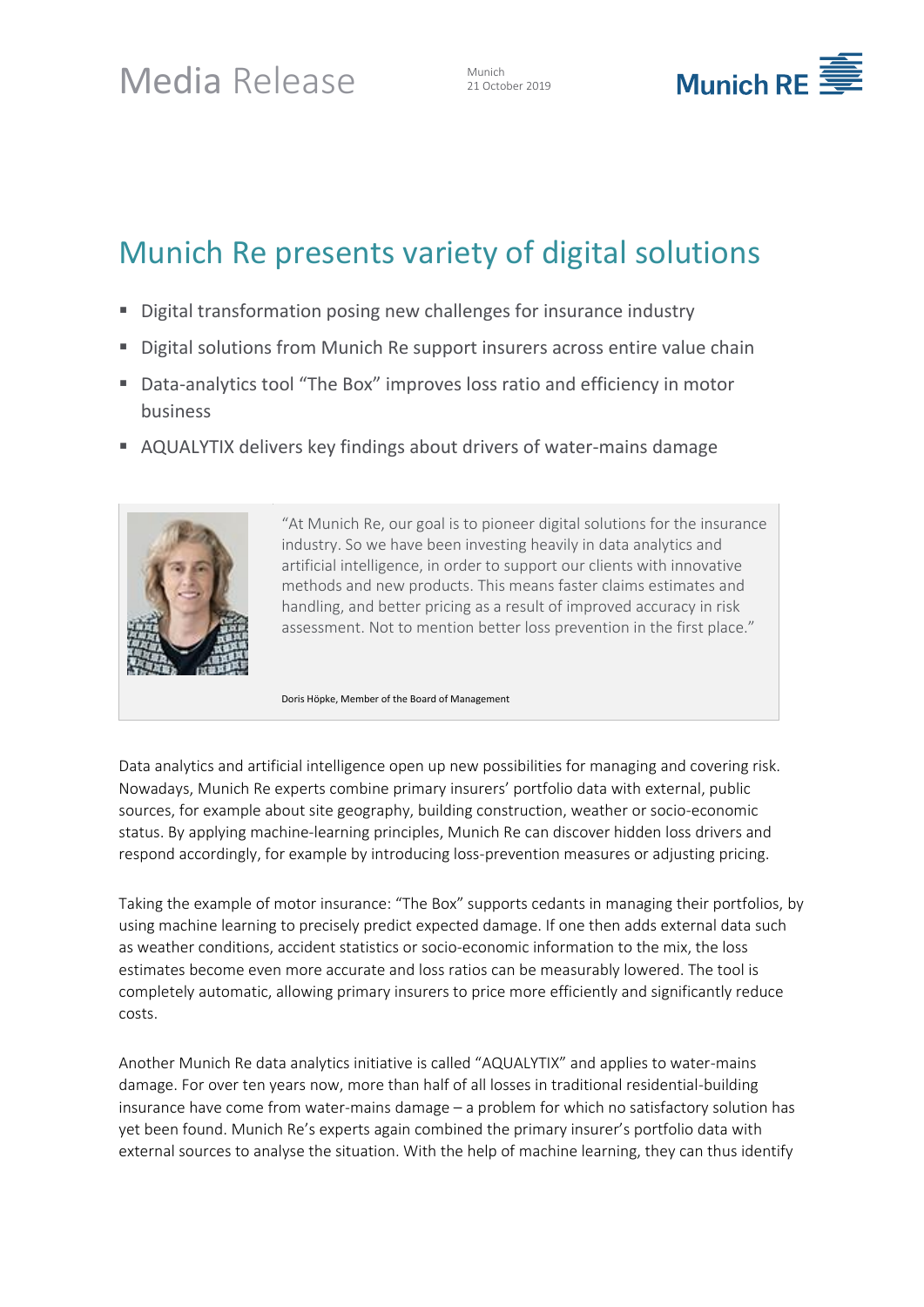Media Release

Munich
21 October 2019

# Munich Re presents variety of digital solutions

- Digital transformation posing new challenges for insurance industry
- Digital solutions from Munich Re support insurers across entire value chain
- Data-analytics tool "The Box" improves loss ratio and efficiency in motor business
- AQUALYTIX delivers key findings about drivers of water-mains damage

"At Munich Re, our goal is to pioneer digital solutions for the insurance industry. So we have been investing heavily in data analytics and artificial intelligence, in order to support our clients with innovative methods and new products. This means faster claims estimates and handling, and better pricing as a result of improved accuracy in risk assessment. Not to mention better loss prevention in the first place."

Doris Höpke, Member of the Board of Management

Data analytics and artificial intelligence open up new possibilities for managing and covering risk. Nowadays, Munich Re experts combine primary insurers' portfolio data with external, public sources, for example about site geography, building construction, weather or socio-economic status. By applying machine-learning principles, Munich Re can discover hidden loss drivers and respond accordingly, for example by introducing loss-prevention measures or adjusting pricing.

Taking the example of motor insurance: "The Box" supports cedants in managing their portfolios, by using machine learning to precisely predict expected damage. If one then adds external data such as weather conditions, accident statistics or socio-economic information to the mix, the loss estimates become even more accurate and loss ratios can be measurably lowered. The tool is completely automatic, allowing primary insurers to price more efficiently and significantly reduce costs.

Another Munich Re data analytics initiative is called "AQUALYTIX" and applies to water-mains damage. For over ten years now, more than half of all losses in traditional residential-building insurance have come from water-mains damage – a problem for which no satisfactory solution has yet been found. Munich Re's experts again combined the primary insurer's portfolio data with external sources to analyse the situation. With the help of machine learning, they can thus identify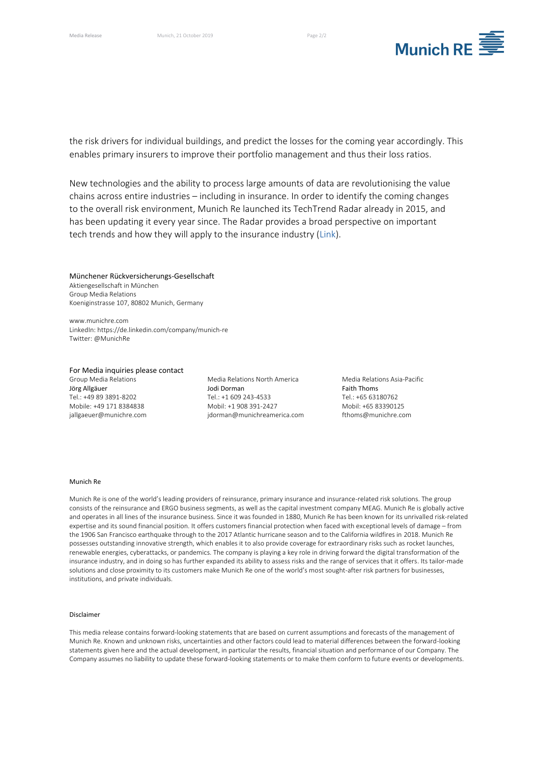the risk drivers for individual buildings, and predict the losses for the coming year accordingly. This enables primary insurers to improve their portfolio management and thus their loss ratios.

New technologies and the ability to process large amounts of data are revolutionising the value chains across entire industries – including in insurance. In order to identify the coming changes to the overall risk environment, Munich Re launched its TechTrend Radar already in 2015, and has been updating it every year since. The Radar provides a broad perspective on important tech trends and how they will apply to the insurance industry (Link).

Münchener Rückversicherungs-Gesellschaft
Aktiengesellschaft in München
Group Media Relations
Koeniginstrasse 107, 80802 Munich, Germany

www.munichre.com
LinkedIn: https://de.linkedin.com/company/munich-re
Twitter: @MunichRe

For Media inquiries please contact

Group Media Relations
Jörg Allgäuer
Tel.: +49 89 3891-8202
Mobile: +49 171 8384838
jallgaeuer@munichre.com

Media Relations North America
Jodi Dorman
Tel.: +1 609 243-4533
Mobil: +1 908 391-2427
jdorman@munichreamerica.com

Media Relations Asia-Pacific
Faith Thoms
Tel.: +65 63180762
Mobil: +65 83390125
fthoms@munichre.com

Munich Re

Munich Re is one of the world's leading providers of reinsurance, primary insurance and insurance-related risk solutions. The group consists of the reinsurance and ERGO business segments, as well as the capital investment company MEAG. Munich Re is globally active and operates in all lines of the insurance business. Since it was founded in 1880, Munich Re has been known for its unrivalled risk-related expertise and its sound financial position. It offers customers financial protection when faced with exceptional levels of damage – from the 1906 San Francisco earthquake through to the 2017 Atlantic hurricane season and to the California wildfires in 2018. Munich Re possesses outstanding innovative strength, which enables it to also provide coverage for extraordinary risks such as rocket launches, renewable energies, cyberattacks, or pandemics. The company is playing a key role in driving forward the digital transformation of the insurance industry, and in doing so has further expanded its ability to assess risks and the range of services that it offers. Its tailor-made solutions and close proximity to its customers make Munich Re one of the world's most sought-after risk partners for businesses, institutions, and private individuals.

Disclaimer

This media release contains forward-looking statements that are based on current assumptions and forecasts of the management of Munich Re. Known and unknown risks, uncertainties and other factors could lead to material differences between the forward-looking statements given here and the actual development, in particular the results, financial situation and performance of our Company. The Company assumes no liability to update these forward-looking statements or to make them conform to future events or developments.